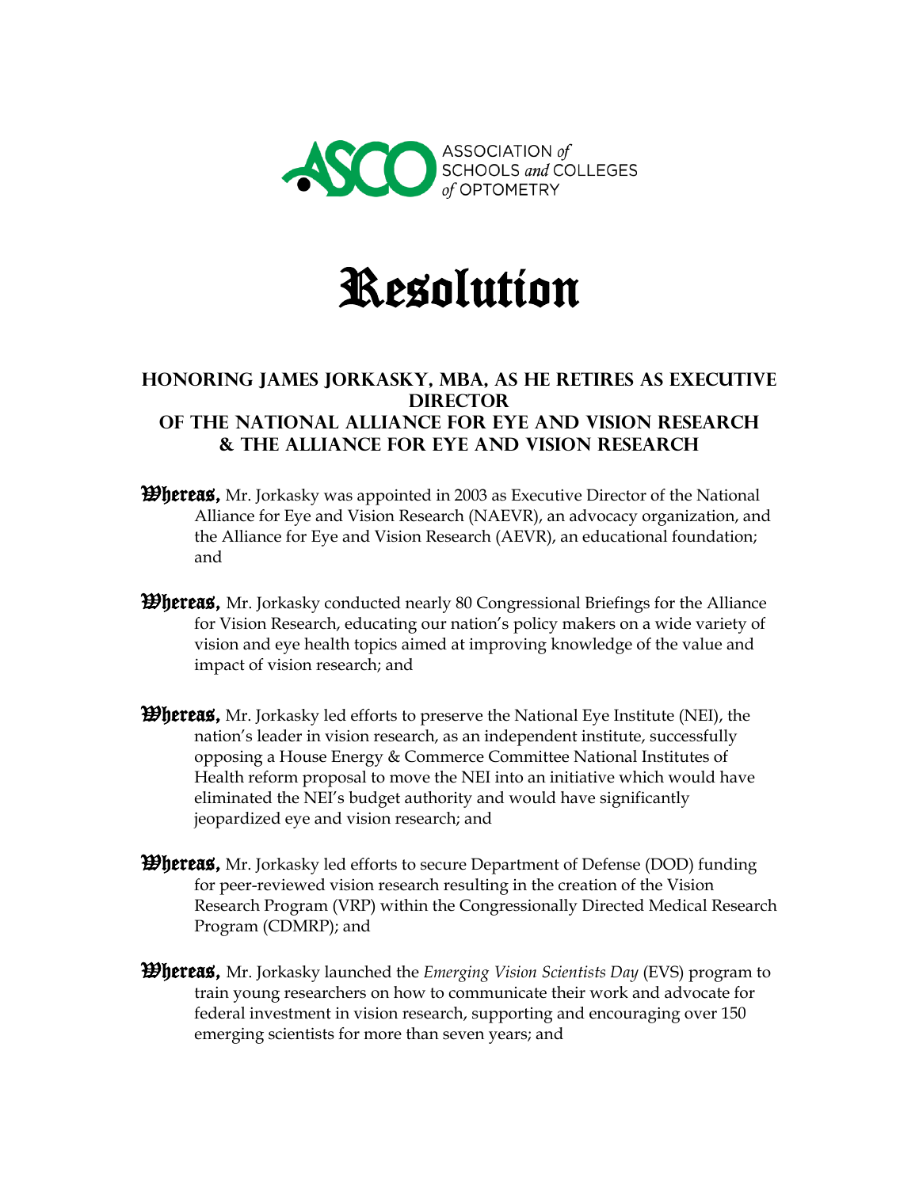ASSOCIATION *of* SCHOOLS *and* COLLEGES *of* OPTOMETRY

# Resolution

## Honoring James Jorkasky, MBA, as He Retires as Executive Director of the National Alliance for Eye and Vision Research & the Alliance for Eye and Vision Research

**Whereas,** Mr. Jorkasky was appointed in 2003 as Executive Director of the National Alliance for Eye and Vision Research (NAEVR), an advocacy organization, and the Alliance for Eye and Vision Research (AEVR), an educational foundation; and

**Whereas,** Mr. Jorkasky conducted nearly 80 Congressional Briefings for the Alliance for Vision Research, educating our nation's policy makers on a wide variety of vision and eye health topics aimed at improving knowledge of the value and impact of vision research; and

**Whereas,** Mr. Jorkasky led efforts to preserve the National Eye Institute (NEI), the nation's leader in vision research, as an independent institute, successfully opposing a House Energy & Commerce Committee National Institutes of Health reform proposal to move the NEI into an initiative which would have eliminated the NEI's budget authority and would have significantly jeopardized eye and vision research; and

**Whereas,** Mr. Jorkasky led efforts to secure Department of Defense (DOD) funding for peer-reviewed vision research resulting in the creation of the Vision Research Program (VRP) within the Congressionally Directed Medical Research Program (CDMRP); and

**Whereas,** Mr. Jorkasky launched the *Emerging Vision Scientists Day* (EVS) program to train young researchers on how to communicate their work and advocate for federal investment in vision research, supporting and encouraging over 150 emerging scientists for more than seven years; and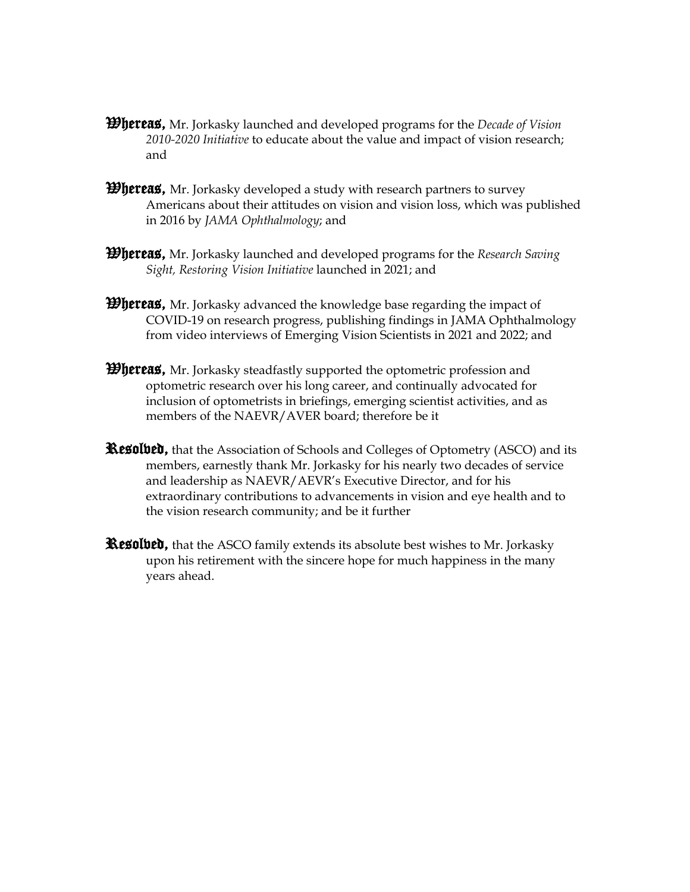**Whereas,** Mr. Jorkasky launched and developed programs for the *Decade of Vision 2010-2020 Initiative* to educate about the value and impact of vision research; and

**Whereas,** Mr. Jorkasky developed a study with research partners to survey Americans about their attitudes on vision and vision loss, which was published in 2016 by *JAMA Ophthalmology*; and

**Whereas,** Mr. Jorkasky launched and developed programs for the *Research Saving Sight, Restoring Vision Initiative* launched in 2021; and

**Whereas,** Mr. Jorkasky advanced the knowledge base regarding the impact of COVID-19 on research progress, publishing findings in JAMA Ophthalmology from video interviews of Emerging Vision Scientists in 2021 and 2022; and

**Whereas,** Mr. Jorkasky steadfastly supported the optometric profession and optometric research over his long career, and continually advocated for inclusion of optometrists in briefings, emerging scientist activities, and as members of the NAEVR/AVER board; therefore be it

**Resolved,** that the Association of Schools and Colleges of Optometry (ASCO) and its members, earnestly thank Mr. Jorkasky for his nearly two decades of service and leadership as NAEVR/AEVR's Executive Director, and for his extraordinary contributions to advancements in vision and eye health and to the vision research community; and be it further

**Resolved,** that the ASCO family extends its absolute best wishes to Mr. Jorkasky upon his retirement with the sincere hope for much happiness in the many years ahead.